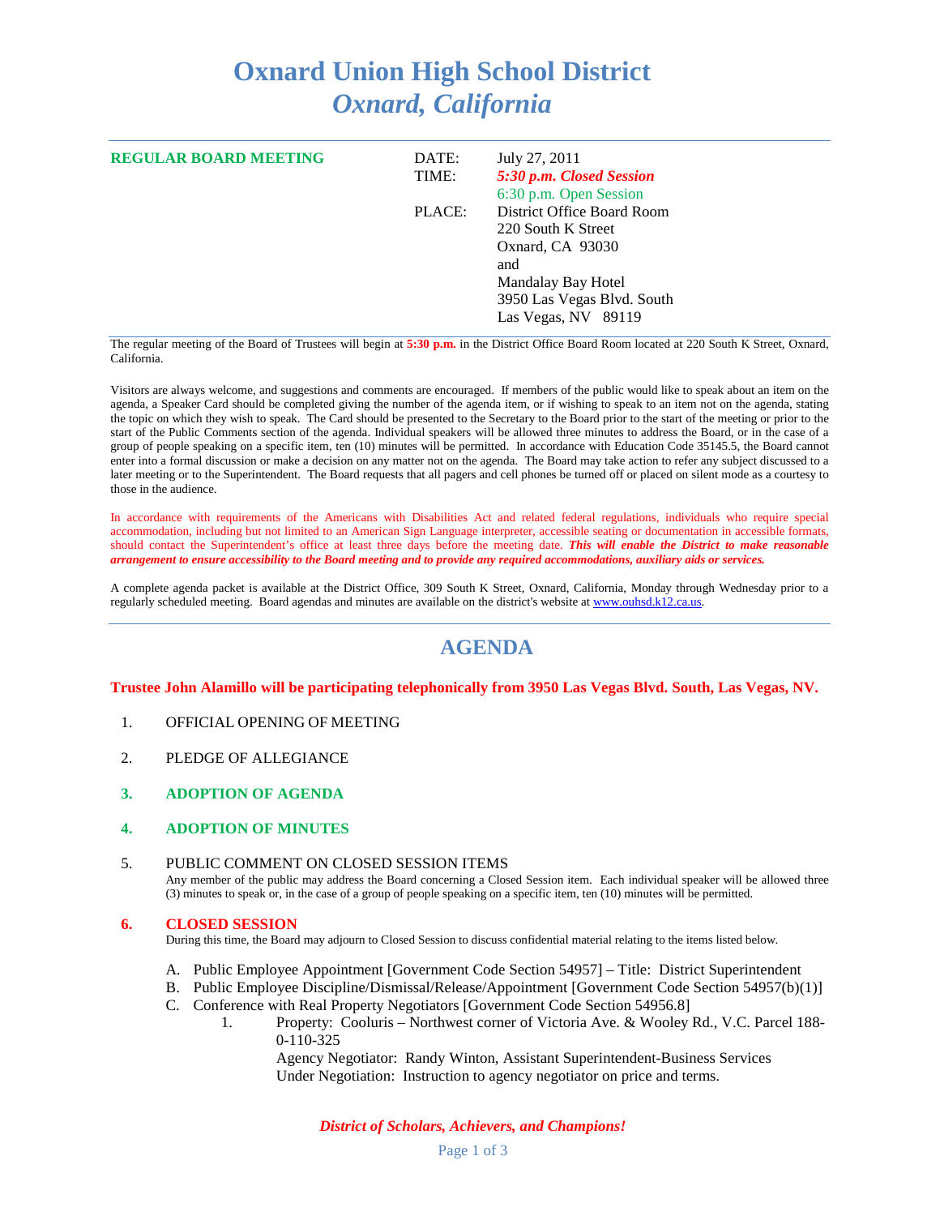# Oxnard Union High School District

## *Oxnard, California*

**REGULAR BOARD MEETING**

| | | |
|---|---|---|
| | DATE: | July 27, 2011 |
| | TIME: | ***5:30 p.m. Closed Session*** |
| | | 6:30 p.m. Open Session |
| | PLACE: | District Office Board Room<br>220 South K Street<br>Oxnard, CA 93030<br>and<br>Mandalay Bay Hotel<br>3950 Las Vegas Blvd. South<br>Las Vegas, NV 89119 |

The regular meeting of the Board of Trustees will begin at **5:30 p.m.** in the District Office Board Room located at 220 South K Street, Oxnard, California.

Visitors are always welcome, and suggestions and comments are encouraged. If members of the public would like to speak about an item on the agenda, a Speaker Card should be completed giving the number of the agenda item, or if wishing to speak to an item not on the agenda, stating the topic on which they wish to speak. The Card should be presented to the Secretary to the Board prior to the start of the meeting or prior to the start of the Public Comments section of the agenda. Individual speakers will be allowed three minutes to address the Board, or in the case of a group of people speaking on a specific item, ten (10) minutes will be permitted. In accordance with Education Code 35145.5, the Board cannot enter into a formal discussion or make a decision on any matter not on the agenda. The Board may take action to refer any subject discussed to a later meeting or to the Superintendent. The Board requests that all pagers and cell phones be turned off or placed on silent mode as a courtesy to those in the audience.

In accordance with requirements of the Americans with Disabilities Act and related federal regulations, individuals who require special accommodation, including but not limited to an American Sign Language interpreter, accessible seating or documentation in accessible formats, should contact the Superintendent's office at least three days before the meeting date. ***This will enable the District to make reasonable arrangement to ensure accessibility to the Board meeting and to provide any required accommodations, auxiliary aids or services.***

A complete agenda packet is available at the District Office, 309 South K Street, Oxnard, California, Monday through Wednesday prior to a regularly scheduled meeting. Board agendas and minutes are available on the district's website at www.ouhsd.k12.ca.us.

## AGENDA

**Trustee John Alamillo will be participating telephonically from 3950 Las Vegas Blvd. South, Las Vegas, NV.**

1. OFFICIAL OPENING OF MEETING

2. PLEDGE OF ALLEGIANCE

3. **ADOPTION OF AGENDA**

4. **ADOPTION OF MINUTES**

5. PUBLIC COMMENT ON CLOSED SESSION ITEMS
   Any member of the public may address the Board concerning a Closed Session item. Each individual speaker will be allowed three (3) minutes to speak or, in the case of a group of people speaking on a specific item, ten (10) minutes will be permitted.

6. **CLOSED SESSION**
   During this time, the Board may adjourn to Closed Session to discuss confidential material relating to the items listed below.

   A. Public Employee Appointment [Government Code Section 54957] – Title: District Superintendent
   B. Public Employee Discipline/Dismissal/Release/Appointment [Government Code Section 54957(b)(1)]
   C. Conference with Real Property Negotiators [Government Code Section 54956.8]
      1. Property: Cooluris – Northwest corner of Victoria Ave. & Wooley Rd., V.C. Parcel 188-0-110-325
         Agency Negotiator: Randy Winton, Assistant Superintendent-Business Services
         Under Negotiation: Instruction to agency negotiator on price and terms.

*District of Scholars, Achievers, and Champions!*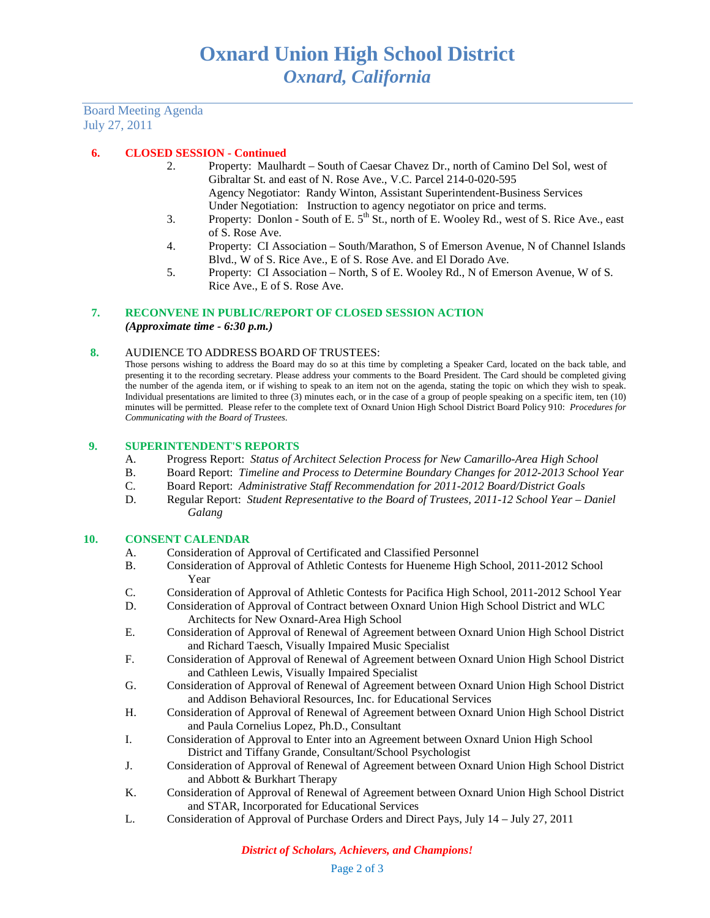# Oxnard Union High School District
## *Oxnard, California*

Board Meeting Agenda
July 27, 2011

**6. CLOSED SESSION - Continued**

2. Property: Maulhardt – South of Caesar Chavez Dr., north of Camino Del Sol, west of Gibraltar St. and east of N. Rose Ave., V.C. Parcel 214-0-020-595
   Agency Negotiator: Randy Winton, Assistant Superintendent-Business Services
   Under Negotiation: Instruction to agency negotiator on price and terms.
3. Property: Donlon - South of E. 5th St., north of E. Wooley Rd., west of S. Rice Ave., east of S. Rose Ave.
4. Property: CI Association – South/Marathon, S of Emerson Avenue, N of Channel Islands Blvd., W of S. Rice Ave., E of S. Rose Ave. and El Dorado Ave.
5. Property: CI Association – North, S of E. Wooley Rd., N of Emerson Avenue, W of S. Rice Ave., E of S. Rose Ave.

**7. RECONVENE IN PUBLIC/REPORT OF CLOSED SESSION ACTION**
***(Approximate time - 6:30 p.m.)***

**8.** AUDIENCE TO ADDRESS BOARD OF TRUSTEES:

Those persons wishing to address the Board may do so at this time by completing a Speaker Card, located on the back table, and presenting it to the recording secretary. Please address your comments to the Board President. The Card should be completed giving the number of the agenda item, or if wishing to speak to an item not on the agenda, stating the topic on which they wish to speak. Individual presentations are limited to three (3) minutes each, or in the case of a group of people speaking on a specific item, ten (10) minutes will be permitted. Please refer to the complete text of Oxnard Union High School District Board Policy 910: *Procedures for Communicating with the Board of Trustees.*

**9. SUPERINTENDENT'S REPORTS**

A. Progress Report: *Status of Architect Selection Process for New Camarillo-Area High School*
B. Board Report: *Timeline and Process to Determine Boundary Changes for 2012-2013 School Year*
C. Board Report: *Administrative Staff Recommendation for 2011-2012 Board/District Goals*
D. Regular Report: *Student Representative to the Board of Trustees, 2011-12 School Year – Daniel Galang*

**10. CONSENT CALENDAR**

A. Consideration of Approval of Certificated and Classified Personnel
B. Consideration of Approval of Athletic Contests for Hueneme High School, 2011-2012 School Year
C. Consideration of Approval of Athletic Contests for Pacifica High School, 2011-2012 School Year
D. Consideration of Approval of Contract between Oxnard Union High School District and WLC Architects for New Oxnard-Area High School
E. Consideration of Approval of Renewal of Agreement between Oxnard Union High School District and Richard Taesch, Visually Impaired Music Specialist
F. Consideration of Approval of Renewal of Agreement between Oxnard Union High School District and Cathleen Lewis, Visually Impaired Specialist
G. Consideration of Approval of Renewal of Agreement between Oxnard Union High School District and Addison Behavioral Resources, Inc. for Educational Services
H. Consideration of Approval of Renewal of Agreement between Oxnard Union High School District and Paula Cornelius Lopez, Ph.D., Consultant
I. Consideration of Approval to Enter into an Agreement between Oxnard Union High School District and Tiffany Grande, Consultant/School Psychologist
J. Consideration of Approval of Renewal of Agreement between Oxnard Union High School District and Abbott & Burkhart Therapy
K. Consideration of Approval of Renewal of Agreement between Oxnard Union High School District and STAR, Incorporated for Educational Services
L. Consideration of Approval of Purchase Orders and Direct Pays, July 14 – July 27, 2011

*District of Scholars, Achievers, and Champions!*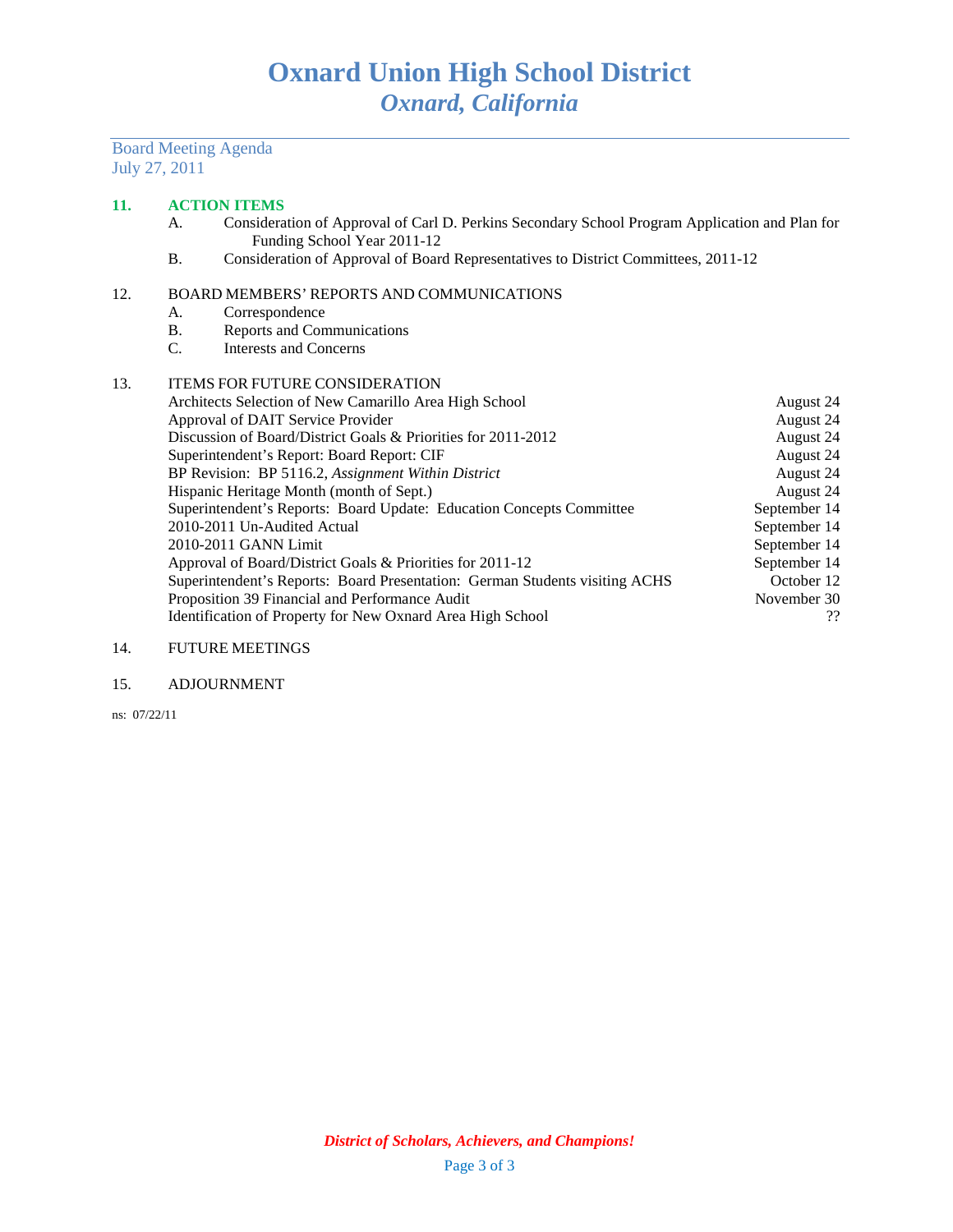# Oxnard Union High School District
## *Oxnard, California*

Board Meeting Agenda
July 27, 2011

**11. ACTION ITEMS**

- A. Consideration of Approval of Carl D. Perkins Secondary School Program Application and Plan for Funding School Year 2011-12
- B. Consideration of Approval of Board Representatives to District Committees, 2011-12

12. BOARD MEMBERS' REPORTS AND COMMUNICATIONS

- A. Correspondence
- B. Reports and Communications
- C. Interests and Concerns

13. ITEMS FOR FUTURE CONSIDERATION

| | |
|---|---|
| Architects Selection of New Camarillo Area High School | August 24 |
| Approval of DAIT Service Provider | August 24 |
| Discussion of Board/District Goals & Priorities for 2011-2012 | August 24 |
| Superintendent's Report: Board Report: CIF | August 24 |
| BP Revision: BP 5116.2, *Assignment Within District* | August 24 |
| Hispanic Heritage Month (month of Sept.) | August 24 |
| Superintendent's Reports: Board Update: Education Concepts Committee | September 14 |
| 2010-2011 Un-Audited Actual | September 14 |
| 2010-2011 GANN Limit | September 14 |
| Approval of Board/District Goals & Priorities for 2011-12 | September 14 |
| Superintendent's Reports: Board Presentation: German Students visiting ACHS | October 12 |
| Proposition 39 Financial and Performance Audit | November 30 |
| Identification of Property for New Oxnard Area High School | ?? |

14. FUTURE MEETINGS

15. ADJOURNMENT

ns: 07/22/11

*District of Scholars, Achievers, and Champions!*